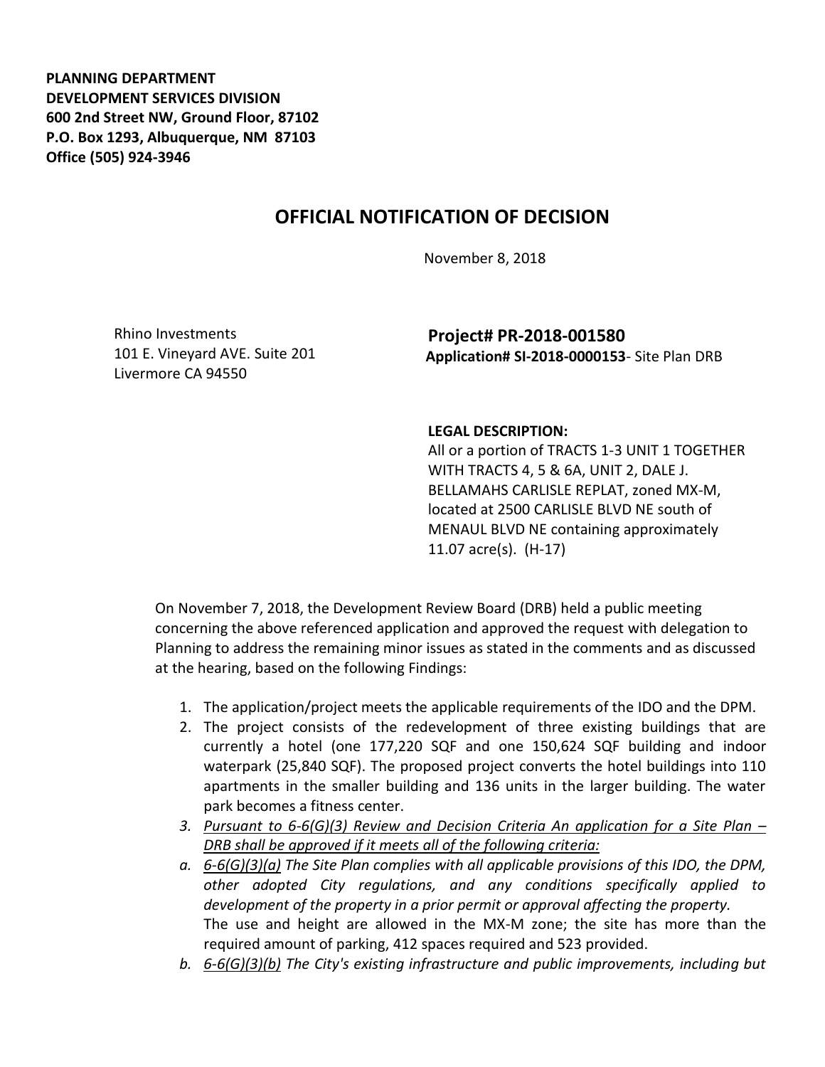**PLANNING DEPARTMENT**
**DEVELOPMENT SERVICES DIVISION**
**600 2nd Street NW, Ground Floor, 87102**
**P.O. Box 1293, Albuquerque, NM 87103**
**Office (505) 924-3946**

# OFFICIAL NOTIFICATION OF DECISION

November 8, 2018

Rhino Investments
101 E. Vineyard AVE. Suite 201
Livermore CA 94550

**Project# PR-2018-001580**
**Application# SI-2018-0000153**- Site Plan DRB

**LEGAL DESCRIPTION:**
All or a portion of TRACTS 1-3 UNIT 1 TOGETHER WITH TRACTS 4, 5 & 6A, UNIT 2, DALE J. BELLAMAHS CARLISLE REPLAT, zoned MX-M, located at 2500 CARLISLE BLVD NE south of MENAUL BLVD NE containing approximately 11.07 acre(s). (H-17)

On November 7, 2018, the Development Review Board (DRB) held a public meeting concerning the above referenced application and approved the request with delegation to Planning to address the remaining minor issues as stated in the comments and as discussed at the hearing, based on the following Findings:

1. The application/project meets the applicable requirements of the IDO and the DPM.
2. The project consists of the redevelopment of three existing buildings that are currently a hotel (one 177,220 SQF and one 150,624 SQF building and indoor waterpark (25,840 SQF). The proposed project converts the hotel buildings into 110 apartments in the smaller building and 136 units in the larger building. The water park becomes a fitness center.
3. *Pursuant to 6-6(G)(3) Review and Decision Criteria An application for a Site Plan – DRB shall be approved if it meets all of the following criteria:*

   a. *6-6(G)(3)(a) The Site Plan complies with all applicable provisions of this IDO, the DPM, other adopted City regulations, and any conditions specifically applied to development of the property in a prior permit or approval affecting the property.*
   The use and height are allowed in the MX-M zone; the site has more than the required amount of parking, 412 spaces required and 523 provided.

   b. *6-6(G)(3)(b) The City's existing infrastructure and public improvements, including but*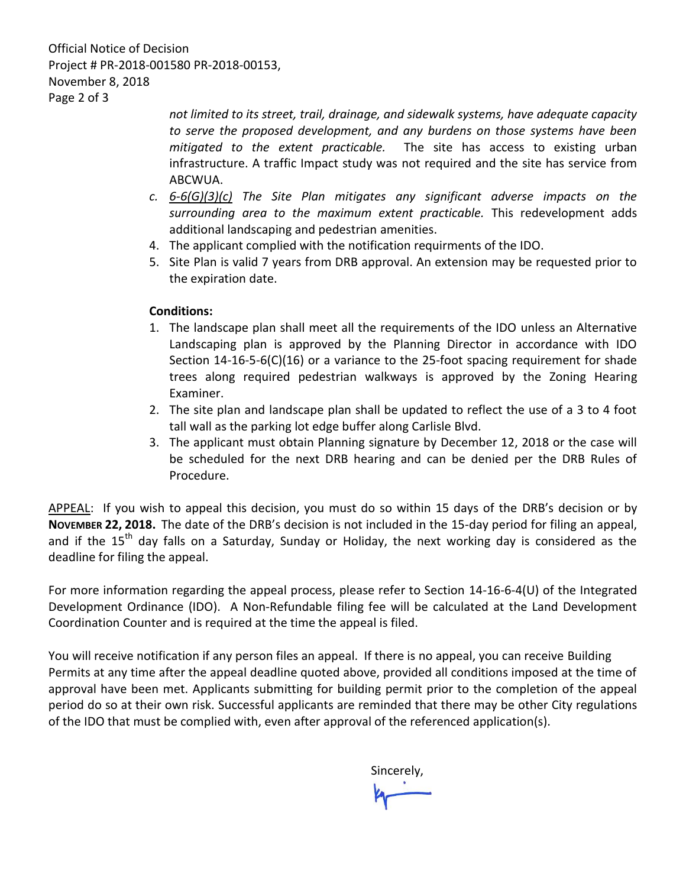*not limited to its street, trail, drainage, and sidewalk systems, have adequate capacity to serve the proposed development, and any burdens on those systems have been mitigated to the extent practicable.* The site has access to existing urban infrastructure. A traffic Impact study was not required and the site has service from ABCWUA.

c. *6-6(G)(3)(c) The Site Plan mitigates any significant adverse impacts on the surrounding area to the maximum extent practicable.* This redevelopment adds additional landscaping and pedestrian amenities.

4. The applicant complied with the notification requirments of the IDO.
5. Site Plan is valid 7 years from DRB approval. An extension may be requested prior to the expiration date.

**Conditions:**

1. The landscape plan shall meet all the requirements of the IDO unless an Alternative Landscaping plan is approved by the Planning Director in accordance with IDO Section 14-16-5-6(C)(16) or a variance to the 25-foot spacing requirement for shade trees along required pedestrian walkways is approved by the Zoning Hearing Examiner.
2. The site plan and landscape plan shall be updated to reflect the use of a 3 to 4 foot tall wall as the parking lot edge buffer along Carlisle Blvd.
3. The applicant must obtain Planning signature by December 12, 2018 or the case will be scheduled for the next DRB hearing and can be denied per the DRB Rules of Procedure.

APPEAL: If you wish to appeal this decision, you must do so within 15 days of the DRB's decision or by **NOVEMBER 22, 2018.** The date of the DRB's decision is not included in the 15-day period for filing an appeal, and if the 15th day falls on a Saturday, Sunday or Holiday, the next working day is considered as the deadline for filing the appeal.

For more information regarding the appeal process, please refer to Section 14-16-6-4(U) of the Integrated Development Ordinance (IDO). A Non-Refundable filing fee will be calculated at the Land Development Coordination Counter and is required at the time the appeal is filed.

You will receive notification if any person files an appeal. If there is no appeal, you can receive Building Permits at any time after the appeal deadline quoted above, provided all conditions imposed at the time of approval have been met. Applicants submitting for building permit prior to the completion of the appeal period do so at their own risk. Successful applicants are reminded that there may be other City regulations of the IDO that must be complied with, even after approval of the referenced application(s).

Sincerely,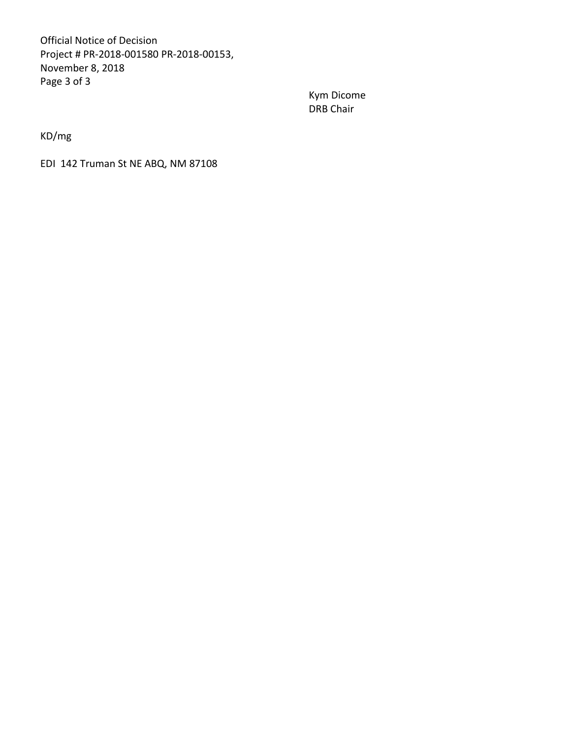Kym Dicome
DRB Chair

KD/mg

EDI 142 Truman St NE ABQ, NM 87108